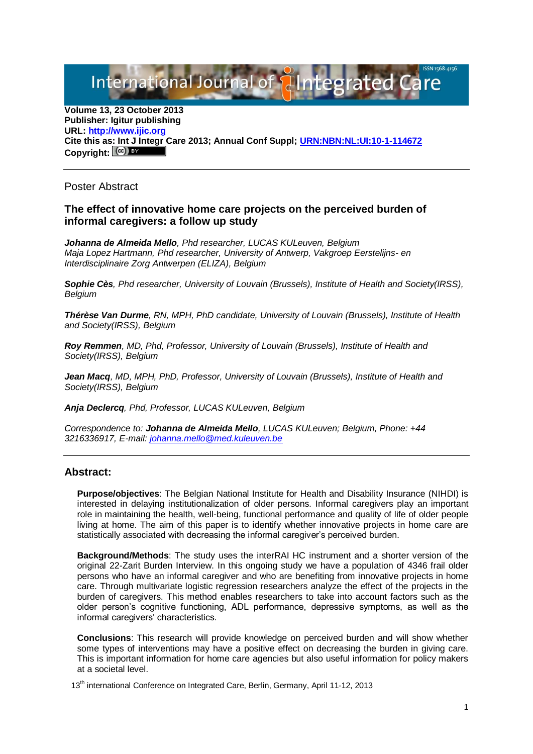International Journal of Integrated Care

**Volume 13, 23 October 2013**
**Publisher: Igitur publishing**
**URL: [http://www.ijic.org](http://www.ijic.org)**
**Cite this as: Int J Integr Care 2013; Annual Conf Suppl; [URN:NBN:NL:UI:10-1-114672](URN:NBN:NL:UI:10-1-114672)**
**Copyright:** (cc) BY

---

Poster Abstract

## The effect of innovative home care projects on the perceived burden of informal caregivers: a follow up study

***Johanna de Almeida Mello***, *Phd researcher, LUCAS KULeuven, Belgium*
*Maja Lopez Hartmann, Phd researcher, University of Antwerp, Vakgroep Eerstelijns- en Interdisciplinaire Zorg Antwerpen (ELIZA), Belgium*

***Sophie Cès***, *Phd researcher, University of Louvain (Brussels), Institute of Health and Society(IRSS), Belgium*

***Thérèse Van Durme***, *RN, MPH, PhD candidate, University of Louvain (Brussels), Institute of Health and Society(IRSS), Belgium*

***Roy Remmen***, *MD, Phd, Professor, University of Louvain (Brussels), Institute of Health and Society(IRSS), Belgium*

***Jean Macq***, *MD, MPH, PhD, Professor, University of Louvain (Brussels), Institute of Health and Society(IRSS), Belgium*

***Anja Declercq***, *Phd, Professor, LUCAS KULeuven, Belgium*

*Correspondence to:* ***Johanna de Almeida Mello***, *LUCAS KULeuven; Belgium, Phone: +44 3216336917, E-mail: [johanna.mello@med.kuleuven.be](mailto:johanna.mello@med.kuleuven.be)*

---

## Abstract:

**Purpose/objectives**: The Belgian National Institute for Health and Disability Insurance (NIHDI) is interested in delaying institutionalization of older persons. Informal caregivers play an important role in maintaining the health, well-being, functional performance and quality of life of older people living at home. The aim of this paper is to identify whether innovative projects in home care are statistically associated with decreasing the informal caregiver's perceived burden.

**Background/Methods**: The study uses the interRAI HC instrument and a shorter version of the original 22-Zarit Burden Interview. In this ongoing study we have a population of 4346 frail older persons who have an informal caregiver and who are benefiting from innovative projects in home care. Through multivariate logistic regression researchers analyze the effect of the projects in the burden of caregivers. This method enables researchers to take into account factors such as the older person's cognitive functioning, ADL performance, depressive symptoms, as well as the informal caregivers' characteristics.

**Conclusions**: This research will provide knowledge on perceived burden and will show whether some types of interventions may have a positive effect on decreasing the burden in giving care. This is important information for home care agencies but also useful information for policy makers at a societal level.

13th international Conference on Integrated Care, Berlin, Germany, April 11-12, 2013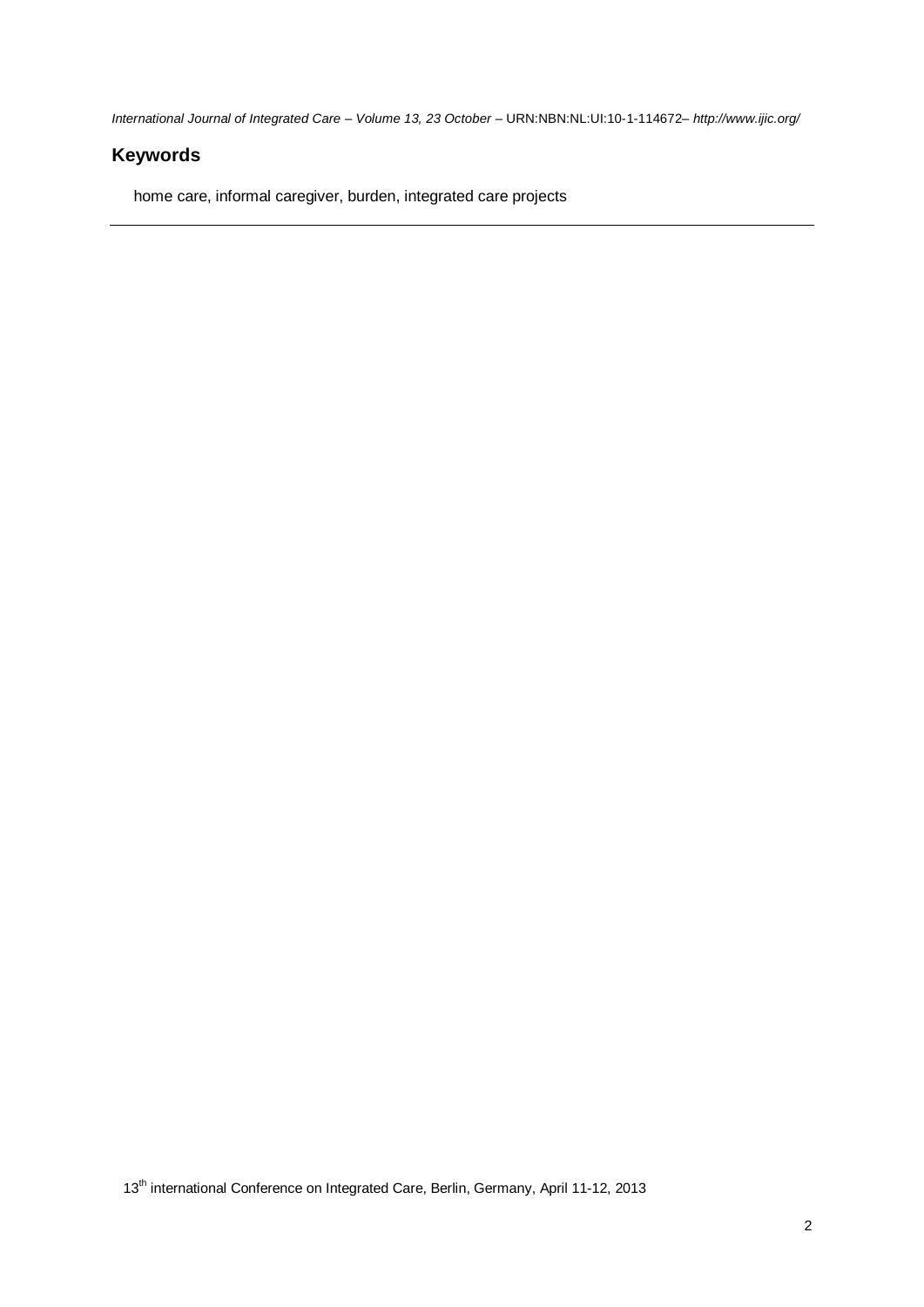## Keywords

home care, informal caregiver, burden, integrated care projects

---